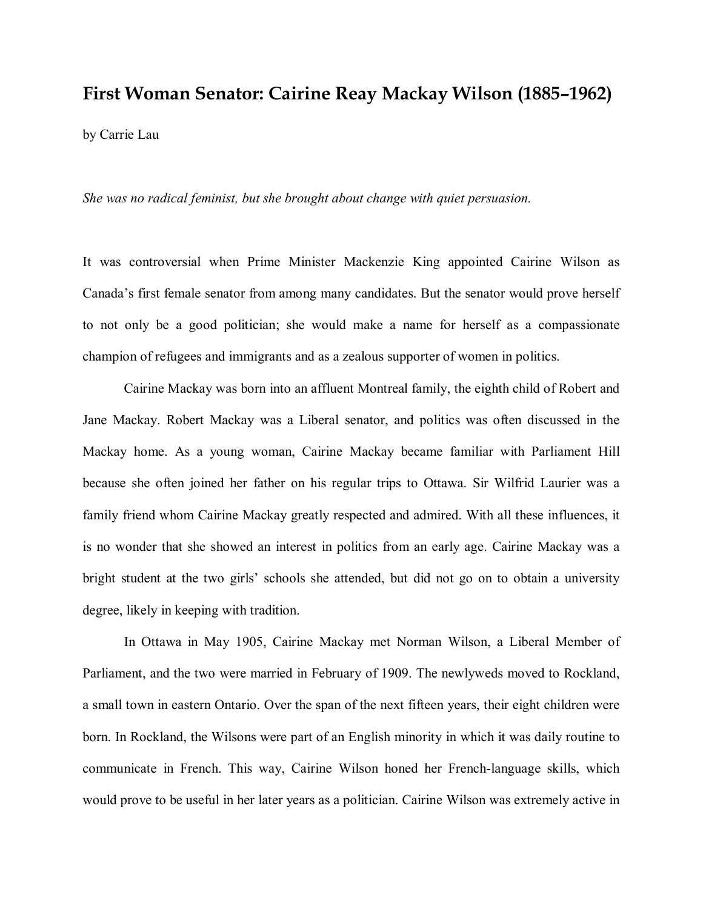# First Woman Senator: Cairine Reay Mackay Wilson (1885–1962)

by Carrie Lau

*She was no radical feminist, but she brought about change with quiet persuasion.*

It was controversial when Prime Minister Mackenzie King appointed Cairine Wilson as Canada's first female senator from among many candidates. But the senator would prove herself to not only be a good politician; she would make a name for herself as a compassionate champion of refugees and immigrants and as a zealous supporter of women in politics.

Cairine Mackay was born into an affluent Montreal family, the eighth child of Robert and Jane Mackay. Robert Mackay was a Liberal senator, and politics was often discussed in the Mackay home. As a young woman, Cairine Mackay became familiar with Parliament Hill because she often joined her father on his regular trips to Ottawa. Sir Wilfrid Laurier was a family friend whom Cairine Mackay greatly respected and admired. With all these influences, it is no wonder that she showed an interest in politics from an early age. Cairine Mackay was a bright student at the two girls' schools she attended, but did not go on to obtain a university degree, likely in keeping with tradition.

In Ottawa in May 1905, Cairine Mackay met Norman Wilson, a Liberal Member of Parliament, and the two were married in February of 1909. The newlyweds moved to Rockland, a small town in eastern Ontario. Over the span of the next fifteen years, their eight children were born. In Rockland, the Wilsons were part of an English minority in which it was daily routine to communicate in French. This way, Cairine Wilson honed her French-language skills, which would prove to be useful in her later years as a politician. Cairine Wilson was extremely active in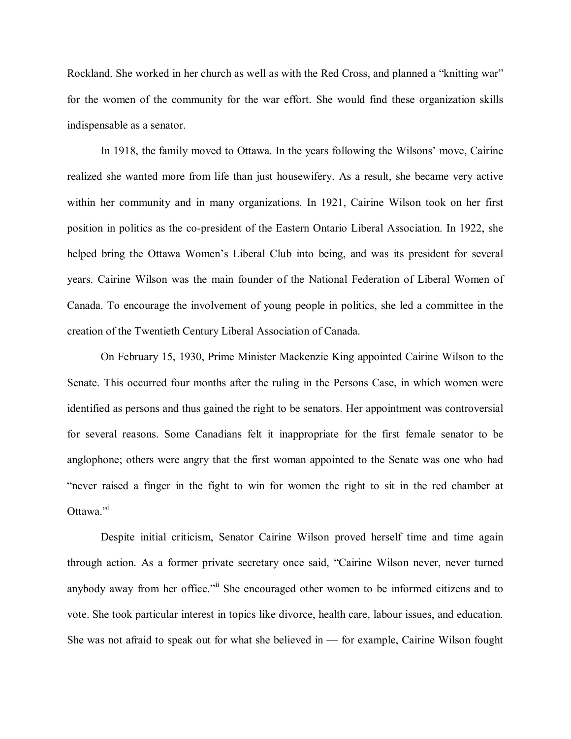Rockland. She worked in her church as well as with the Red Cross, and planned a "knitting war" for the women of the community for the war effort. She would find these organization skills indispensable as a senator.

In 1918, the family moved to Ottawa. In the years following the Wilsons' move, Cairine realized she wanted more from life than just housewifery. As a result, she became very active within her community and in many organizations. In 1921, Cairine Wilson took on her first position in politics as the co-president of the Eastern Ontario Liberal Association. In 1922, she helped bring the Ottawa Women's Liberal Club into being, and was its president for several years. Cairine Wilson was the main founder of the National Federation of Liberal Women of Canada. To encourage the involvement of young people in politics, she led a committee in the creation of the Twentieth Century Liberal Association of Canada.

On February 15, 1930, Prime Minister Mackenzie King appointed Cairine Wilson to the Senate. This occurred four months after the ruling in the Persons Case, in which women were identified as persons and thus gained the right to be senators. Her appointment was controversial for several reasons. Some Canadians felt it inappropriate for the first female senator to be anglophone; others were angry that the first woman appointed to the Senate was one who had "never raised a finger in the fight to win for women the right to sit in the red chamber at Ottawa."[i]

Despite initial criticism, Senator Cairine Wilson proved herself time and time again through action. As a former private secretary once said, "Cairine Wilson never, never turned anybody away from her office."[ii] She encouraged other women to be informed citizens and to vote. She took particular interest in topics like divorce, health care, labour issues, and education. She was not afraid to speak out for what she believed in — for example, Cairine Wilson fought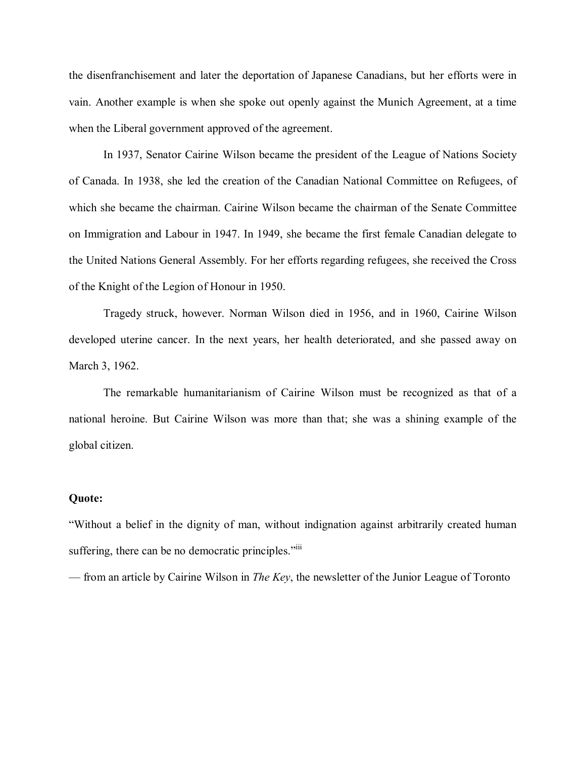the disenfranchisement and later the deportation of Japanese Canadians, but her efforts were in vain. Another example is when she spoke out openly against the Munich Agreement, at a time when the Liberal government approved of the agreement.

In 1937, Senator Cairine Wilson became the president of the League of Nations Society of Canada. In 1938, she led the creation of the Canadian National Committee on Refugees, of which she became the chairman. Cairine Wilson became the chairman of the Senate Committee on Immigration and Labour in 1947. In 1949, she became the first female Canadian delegate to the United Nations General Assembly. For her efforts regarding refugees, she received the Cross of the Knight of the Legion of Honour in 1950.

Tragedy struck, however. Norman Wilson died in 1956, and in 1960, Cairine Wilson developed uterine cancer. In the next years, her health deteriorated, and she passed away on March 3, 1962.

The remarkable humanitarianism of Cairine Wilson must be recognized as that of a national heroine. But Cairine Wilson was more than that; she was a shining example of the global citizen.

**Quote:**

"Without a belief in the dignity of man, without indignation against arbitrarily created human suffering, there can be no democratic principles."[iii]

— from an article by Cairine Wilson in *The Key*, the newsletter of the Junior League of Toronto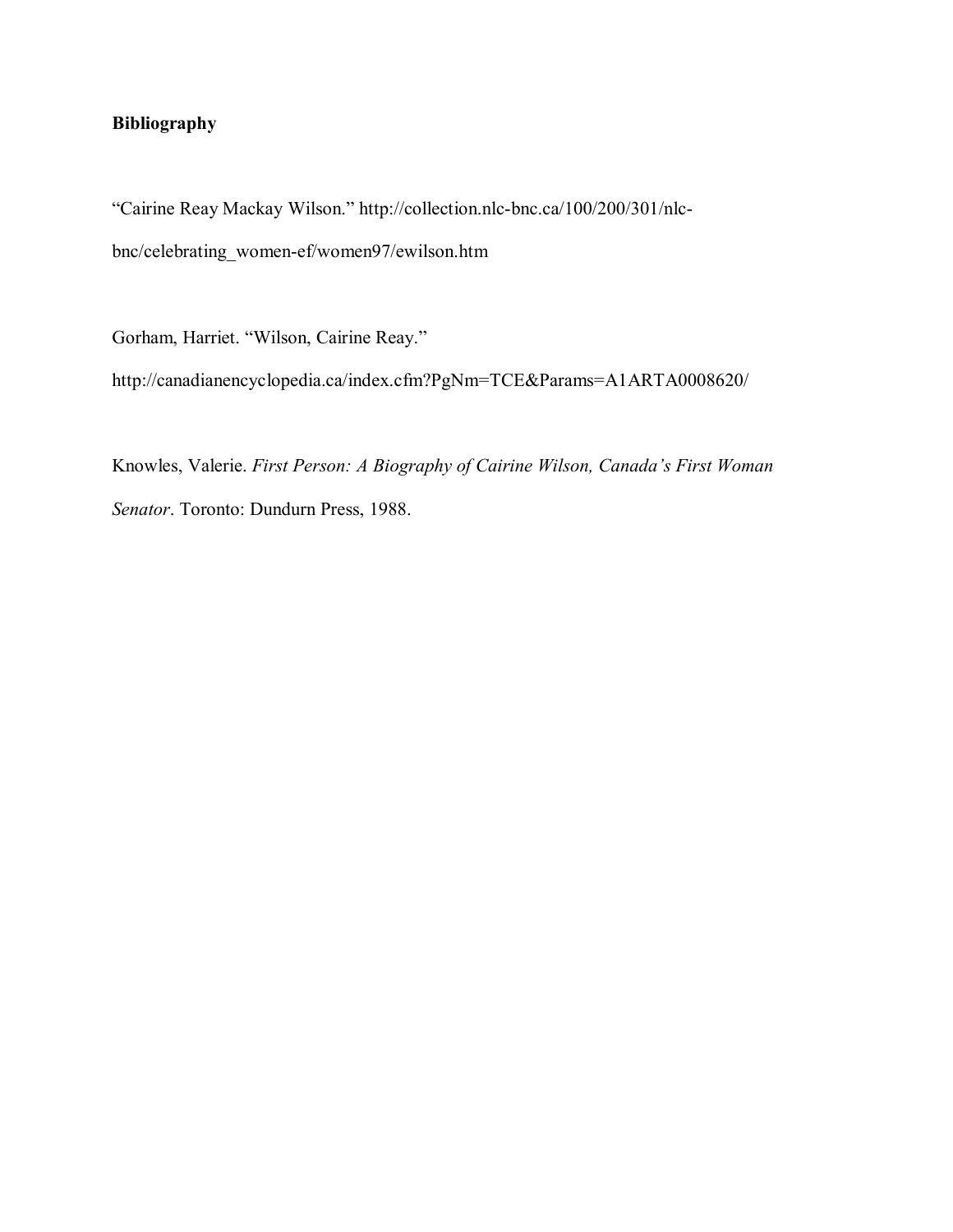**Bibliography**

"Cairine Reay Mackay Wilson." http://collection.nlc-bnc.ca/100/200/301/nlc-bnc/celebrating_women-ef/women97/ewilson.htm

Gorham, Harriet. "Wilson, Cairine Reay." http://canadianencyclopedia.ca/index.cfm?PgNm=TCE&Params=A1ARTA0008620/

Knowles, Valerie. *First Person: A Biography of Cairine Wilson, Canada's First Woman Senator*. Toronto: Dundurn Press, 1988.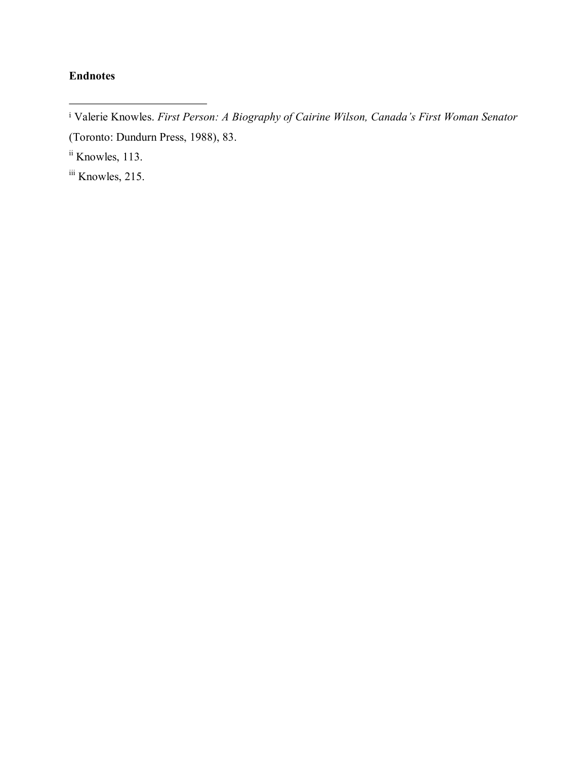**Endnotes**

---

[i] Valerie Knowles. *First Person: A Biography of Cairine Wilson, Canada's First Woman Senator* (Toronto: Dundurn Press, 1988), 83.

[ii] Knowles, 113.

[iii] Knowles, 215.